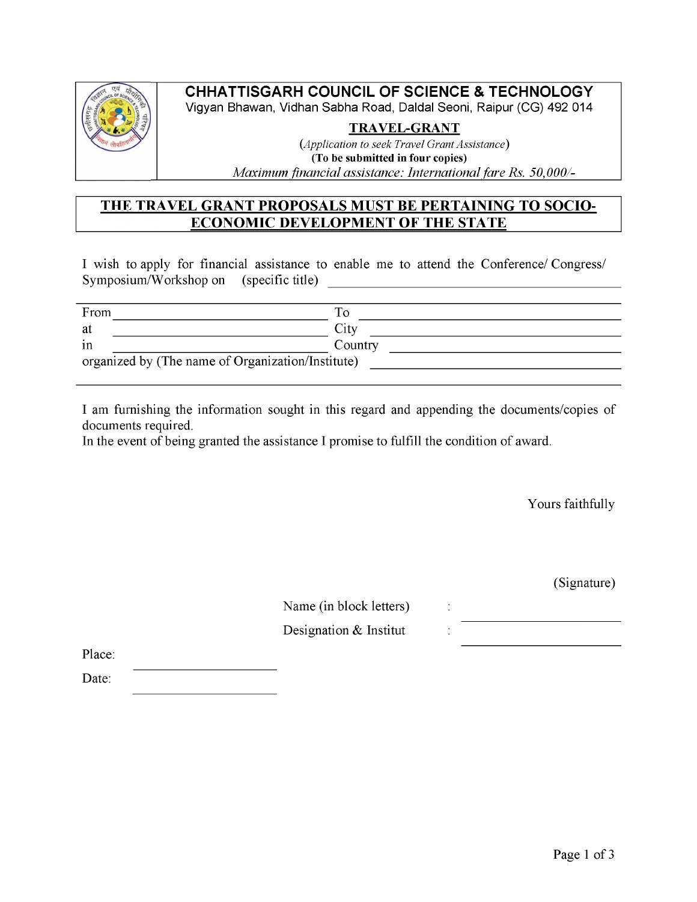# CHHATTISGARH COUNCIL OF SCIENCE & TECHNOLOGY

Vigyan Bhawan, Vidhan Sabha Road, Daldal Seoni, Raipur (CG) 492 014

## TRAVEL-GRANT

(*Application to seek Travel Grant Assistance*)

**(To be submitted in four copies)**

*Maximum financial assistance: International fare Rs. 50,000/-*

**THE TRAVEL GRANT PROPOSALS MUST BE PERTAINING TO SOCIO-ECONOMIC DEVELOPMENT OF THE STATE**

I wish to apply for financial assistance to enable me to attend the Conference/ Congress/ Symposium/Workshop on (specific title) ______________________________

From ______________________ To ______________________

at ______________________ City ______________________

in ______________________ Country ______________________

organized by (The name of Organization/Institute) ______________________

I am furnishing the information sought in this regard and appending the documents/copies of documents required.

In the event of being granted the assistance I promise to fulfill the condition of award.

Yours faithfully

(Signature)

Name (in block letters) : ______________________

Designation & Institut : ______________________

Place: ______________________

Date: ______________________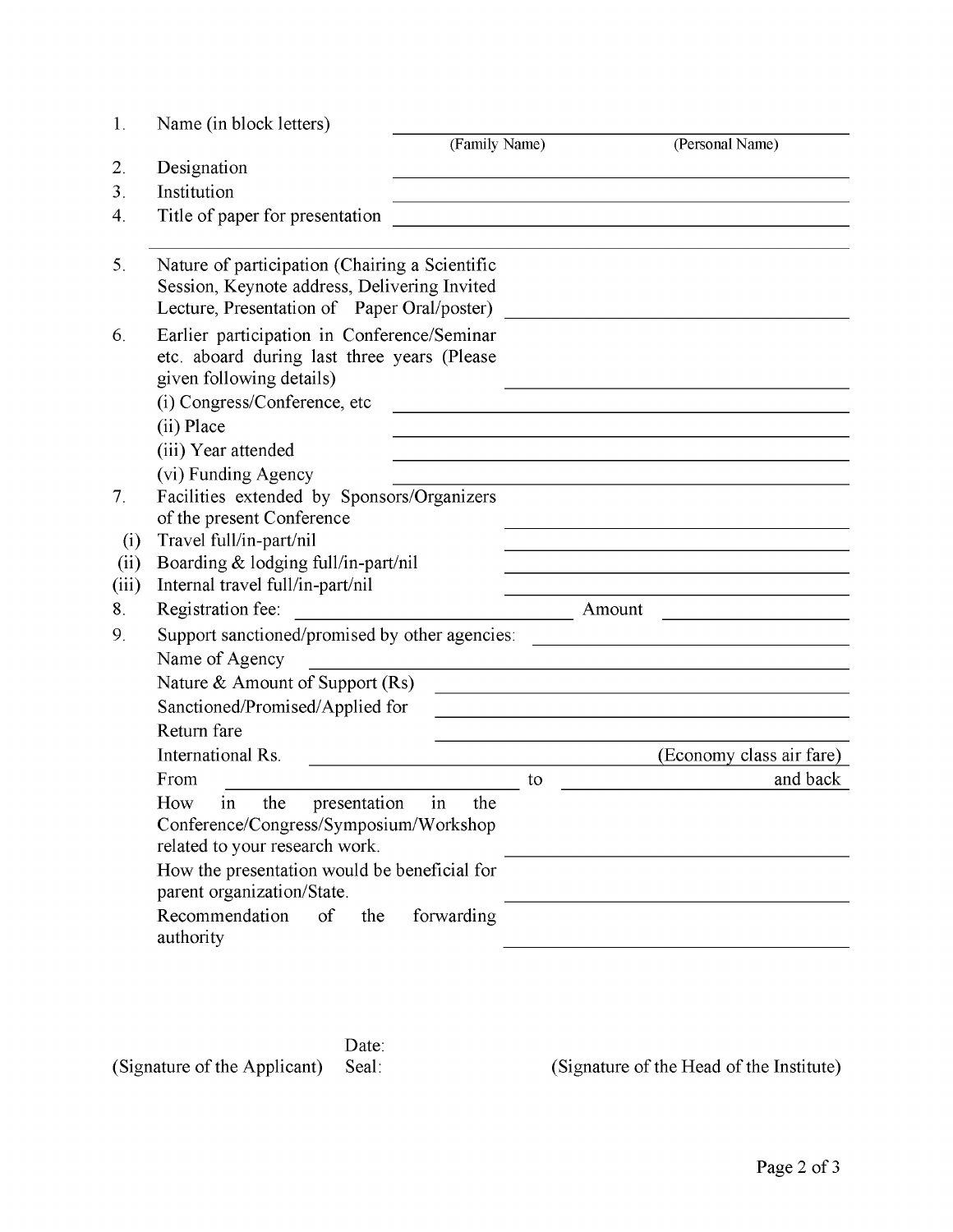1. Name (in block letters) \_\_\_\_\_\_\_\_\_\_\_\_\_\_\_\_\_\_\_\_\_\_\_\_\_\_\_\_\_\_\_\_\_\_\_\_\_\_\_\_
   (Family Name) (Personal Name)
2. Designation \_\_\_\_\_\_\_\_\_\_\_\_\_\_\_\_\_\_\_\_\_\_\_\_\_\_\_\_\_\_\_\_\_\_\_\_\_\_\_\_
3. Institution \_\_\_\_\_\_\_\_\_\_\_\_\_\_\_\_\_\_\_\_\_\_\_\_\_\_\_\_\_\_\_\_\_\_\_\_\_\_\_\_
4. Title of paper for presentation \_\_\_\_\_\_\_\_\_\_\_\_\_\_\_\_\_\_\_\_\_\_\_\_\_\_\_\_\_\_\_\_\_\_\_\_\_\_\_\_

---

5. Nature of participation (Chairing a Scientific Session, Keynote address, Delivering Invited Lecture, Presentation of Paper Oral/poster) \_\_\_\_\_\_\_\_\_\_\_\_\_\_\_\_\_\_\_\_\_\_\_\_\_\_\_\_
6. Earlier participation in Conference/Seminar etc. aboard during last three years (Please given following details) \_\_\_\_\_\_\_\_\_\_\_\_\_\_\_\_\_\_\_\_\_\_\_\_\_\_\_\_
   (i) Congress/Conference, etc \_\_\_\_\_\_\_\_\_\_\_\_\_\_\_\_\_\_\_\_\_\_\_\_\_\_\_\_
   (ii) Place \_\_\_\_\_\_\_\_\_\_\_\_\_\_\_\_\_\_\_\_\_\_\_\_\_\_\_\_
   (iii) Year attended \_\_\_\_\_\_\_\_\_\_\_\_\_\_\_\_\_\_\_\_\_\_\_\_\_\_\_\_
   (vi) Funding Agency \_\_\_\_\_\_\_\_\_\_\_\_\_\_\_\_\_\_\_\_\_\_\_\_\_\_\_\_
7. Facilities extended by Sponsors/Organizers of the present Conference \_\_\_\_\_\_\_\_\_\_\_\_\_\_\_\_\_\_\_\_\_\_\_\_\_\_\_\_
   (i) Travel full/in-part/nil \_\_\_\_\_\_\_\_\_\_\_\_\_\_\_\_\_\_\_\_\_\_\_\_\_\_\_\_
   (ii) Boarding & lodging full/in-part/nil \_\_\_\_\_\_\_\_\_\_\_\_\_\_\_\_\_\_\_\_\_\_\_\_\_\_\_\_
   (iii) Internal travel full/in-part/nil \_\_\_\_\_\_\_\_\_\_\_\_\_\_\_\_\_\_\_\_\_\_\_\_\_\_\_\_
8. Registration fee: \_\_\_\_\_\_\_\_\_\_\_\_\_\_\_\_\_\_\_\_ Amount \_\_\_\_\_\_\_\_\_\_\_\_\_\_\_\_\_\_\_\_
9. Support sanctioned/promised by other agencies: \_\_\_\_\_\_\_\_\_\_\_\_\_\_\_\_\_\_\_\_\_\_\_\_\_\_\_\_
   Name of Agency \_\_\_\_\_\_\_\_\_\_\_\_\_\_\_\_\_\_\_\_\_\_\_\_\_\_\_\_
   Nature & Amount of Support (Rs) \_\_\_\_\_\_\_\_\_\_\_\_\_\_\_\_\_\_\_\_\_\_\_\_\_\_\_\_
   Sanctioned/Promised/Applied for \_\_\_\_\_\_\_\_\_\_\_\_\_\_\_\_\_\_\_\_\_\_\_\_\_\_\_\_
   Return fare \_\_\_\_\_\_\_\_\_\_\_\_\_\_\_\_\_\_\_\_\_\_\_\_\_\_\_\_
   International Rs. \_\_\_\_\_\_\_\_\_\_\_\_\_\_\_\_\_\_\_\_\_\_\_\_\_\_\_\_ (Economy class air fare)
   From \_\_\_\_\_\_\_\_\_\_\_\_\_\_\_\_\_\_\_\_ to \_\_\_\_\_\_\_\_\_\_\_\_\_\_\_\_\_\_\_\_ and back
   How in the presentation in the Conference/Congress/Symposium/Workshop related to your research work. \_\_\_\_\_\_\_\_\_\_\_\_\_\_\_\_\_\_\_\_\_\_\_\_\_\_\_\_
   How the presentation would be beneficial for parent organization/State. \_\_\_\_\_\_\_\_\_\_\_\_\_\_\_\_\_\_\_\_\_\_\_\_\_\_\_\_
   Recommendation of the forwarding authority \_\_\_\_\_\_\_\_\_\_\_\_\_\_\_\_\_\_\_\_\_\_\_\_\_\_\_\_

(Signature of the Applicant) Date: Seal: (Signature of the Head of the Institute)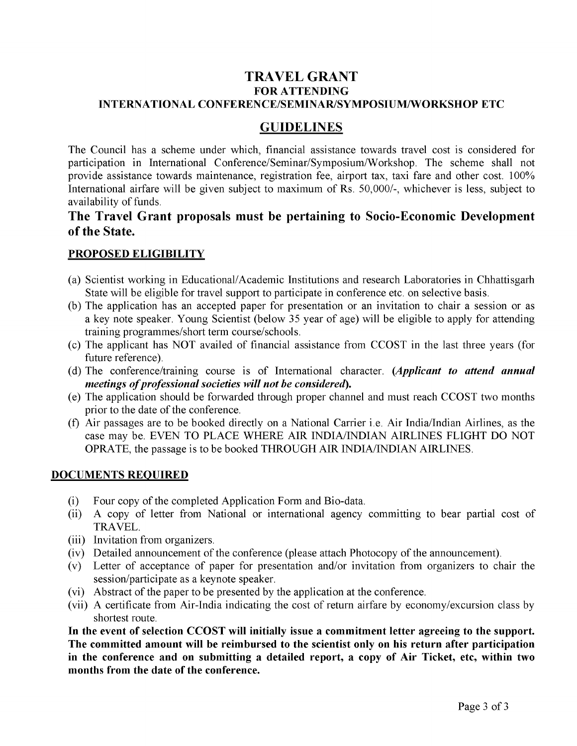# TRAVEL GRANT

## FOR ATTENDING

## INTERNATIONAL CONFERENCE/SEMINAR/SYMPOSIUM/WORKSHOP ETC

## GUIDELINES

The Council has a scheme under which, financial assistance towards travel cost is considered for participation in International Conference/Seminar/Symposium/Workshop. The scheme shall not provide assistance towards maintenance, registration fee, airport tax, taxi fare and other cost. 100% International airfare will be given subject to maximum of Rs. 50,000/-, whichever is less, subject to availability of funds.

**The Travel Grant proposals must be pertaining to Socio-Economic Development of the State.**

### PROPOSED ELIGIBILITY

(a) Scientist working in Educational/Academic Institutions and research Laboratories in Chhattisgarh State will be eligible for travel support to participate in conference etc. on selective basis.

(b) The application has an accepted paper for presentation or an invitation to chair a session or as a key note speaker. Young Scientist (below 35 year of age) will be eligible to apply for attending training programmes/short term course/schools.

(c) The applicant has NOT availed of financial assistance from CCOST in the last three years (for future reference).

(d) The conference/training course is of International character. ***(Applicant to attend annual meetings of professional societies will not be considered).***

(e) The application should be forwarded through proper channel and must reach CCOST two months prior to the date of the conference.

(f) Air passages are to be booked directly on a National Carrier i.e. Air India/Indian Airlines, as the case may be. EVEN TO PLACE WHERE AIR INDIA/INDIAN AIRLINES FLIGHT DO NOT OPRATE, the passage is to be booked THROUGH AIR INDIA/INDIAN AIRLINES.

### DOCUMENTS REQUIRED

(i) Four copy of the completed Application Form and Bio-data.

(ii) A copy of letter from National or international agency committing to bear partial cost of TRAVEL.

(iii) Invitation from organizers.

(iv) Detailed announcement of the conference (please attach Photocopy of the announcement).

(v) Letter of acceptance of paper for presentation and/or invitation from organizers to chair the session/participate as a keynote speaker.

(vi) Abstract of the paper to be presented by the application at the conference.

(vii) A certificate from Air-India indicating the cost of return airfare by economy/excursion class by shortest route.

**In the event of selection CCOST will initially issue a commitment letter agreeing to the support. The committed amount will be reimbursed to the scientist only on his return after participation in the conference and on submitting a detailed report, a copy of Air Ticket, etc, within two months from the date of the conference.**